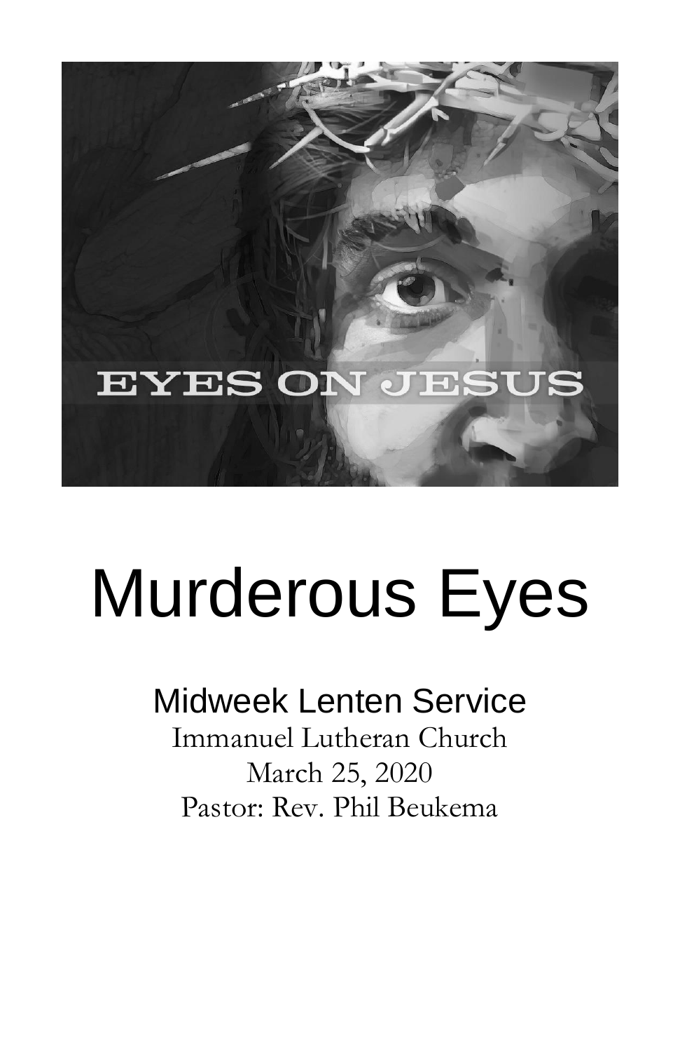EYES ON JESUS

# Murderous Eyes

## Midweek Lenten Service

Immanuel Lutheran Church
March 25, 2020
Pastor: Rev. Phil Beukema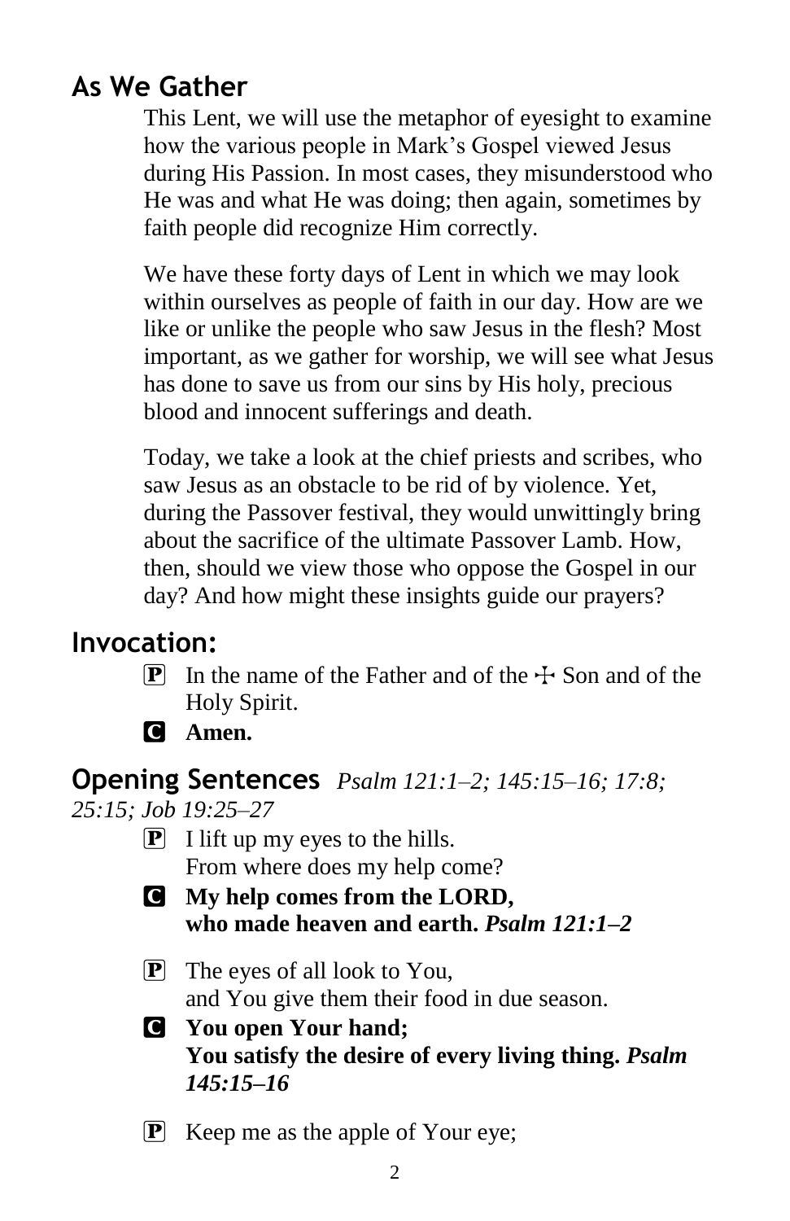## As We Gather

This Lent, we will use the metaphor of eyesight to examine how the various people in Mark's Gospel viewed Jesus during His Passion. In most cases, they misunderstood who He was and what He was doing; then again, sometimes by faith people did recognize Him correctly.

We have these forty days of Lent in which we may look within ourselves as people of faith in our day. How are we like or unlike the people who saw Jesus in the flesh? Most important, as we gather for worship, we will see what Jesus has done to save us from our sins by His holy, precious blood and innocent sufferings and death.

Today, we take a look at the chief priests and scribes, who saw Jesus as an obstacle to be rid of by violence. Yet, during the Passover festival, they would unwittingly bring about the sacrifice of the ultimate Passover Lamb. How, then, should we view those who oppose the Gospel in our day? And how might these insights guide our prayers?

## Invocation:

P In the name of the Father and of the ☩ Son and of the Holy Spirit.

C **Amen.**

## Opening Sentences *Psalm 121:1–2; 145:15–16; 17:8; 25:15; Job 19:25–27*

P I lift up my eyes to the hills.
From where does my help come?

C **My help comes from the LORD,
who made heaven and earth.** ***Psalm 121:1–2***

P The eyes of all look to You,
and You give them their food in due season.

C **You open Your hand;
You satisfy the desire of every living thing.** ***Psalm 145:15–16***

P Keep me as the apple of Your eye;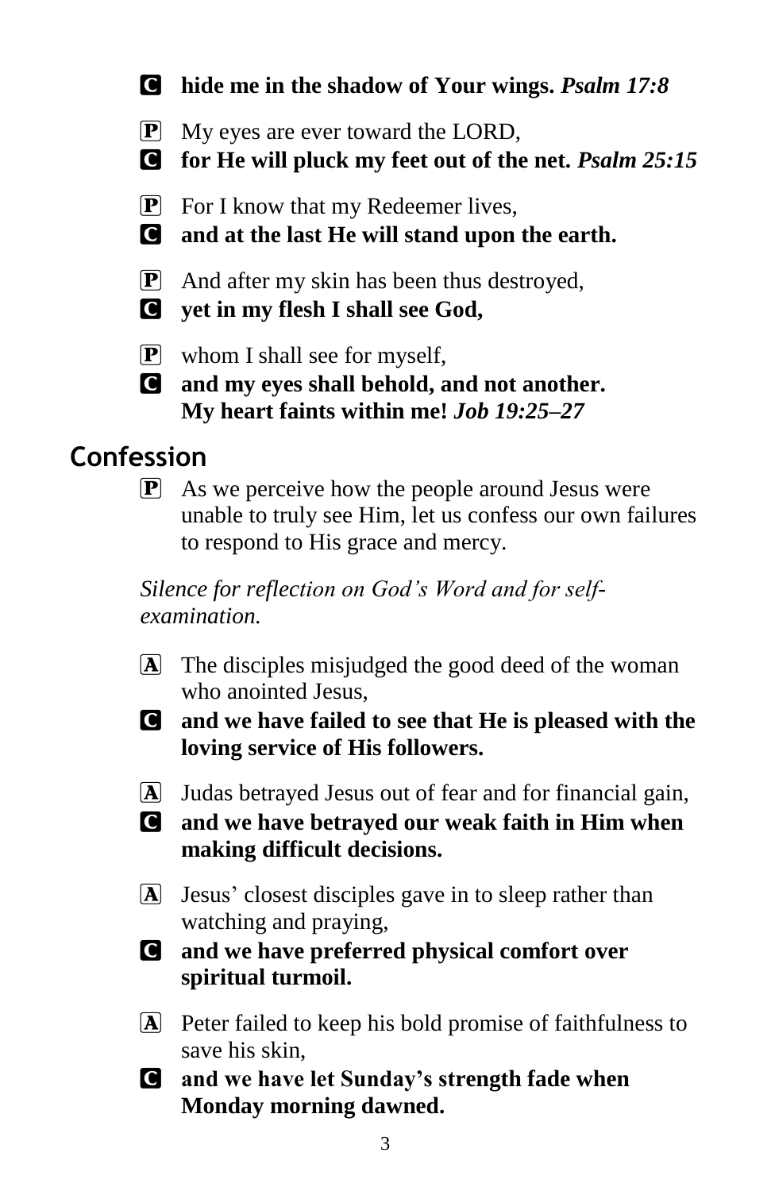C **hide me in the shadow of Your wings.** ***Psalm 17:8***

P My eyes are ever toward the LORD,

C **for He will pluck my feet out of the net.** ***Psalm 25:15***

P For I know that my Redeemer lives,

C **and at the last He will stand upon the earth.**

P And after my skin has been thus destroyed,

C **yet in my flesh I shall see God,**

P whom I shall see for myself,

C **and my eyes shall behold, and not another. My heart faints within me!** ***Job 19:25–27***

## Confession

P As we perceive how the people around Jesus were unable to truly see Him, let us confess our own failures to respond to His grace and mercy.

*Silence for reflection on God's Word and for self-examination.*

A The disciples misjudged the good deed of the woman who anointed Jesus,

C **and we have failed to see that He is pleased with the loving service of His followers.**

A Judas betrayed Jesus out of fear and for financial gain,

C **and we have betrayed our weak faith in Him when making difficult decisions.**

A Jesus' closest disciples gave in to sleep rather than watching and praying,

C **and we have preferred physical comfort over spiritual turmoil.**

A Peter failed to keep his bold promise of faithfulness to save his skin,

C **and we have let Sunday's strength fade when Monday morning dawned.**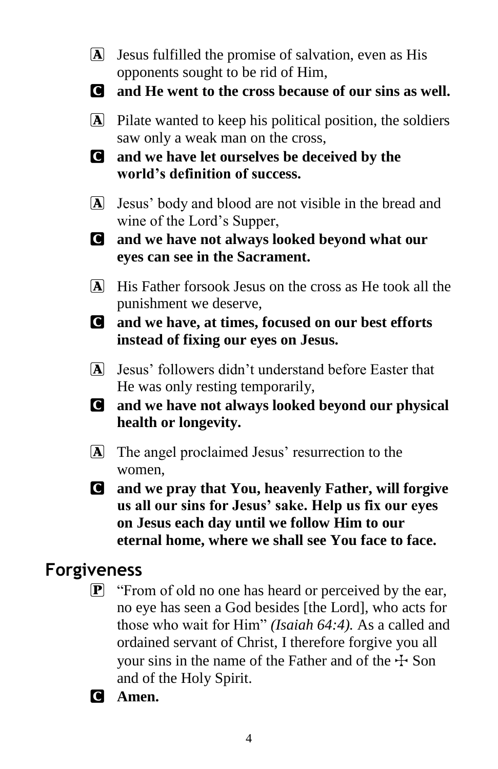A Jesus fulfilled the promise of salvation, even as His opponents sought to be rid of Him,

C **and He went to the cross because of our sins as well.**

A Pilate wanted to keep his political position, the soldiers saw only a weak man on the cross,

C **and we have let ourselves be deceived by the world's definition of success.**

A Jesus' body and blood are not visible in the bread and wine of the Lord's Supper,

C **and we have not always looked beyond what our eyes can see in the Sacrament.**

A His Father forsook Jesus on the cross as He took all the punishment we deserve,

C **and we have, at times, focused on our best efforts instead of fixing our eyes on Jesus.**

A Jesus' followers didn't understand before Easter that He was only resting temporarily,

C **and we have not always looked beyond our physical health or longevity.**

A The angel proclaimed Jesus' resurrection to the women,

C **and we pray that You, heavenly Father, will forgive us all our sins for Jesus' sake. Help us fix our eyes on Jesus each day until we follow Him to our eternal home, where we shall see You face to face.**

## Forgiveness

P "From of old no one has heard or perceived by the ear, no eye has seen a God besides [the Lord], who acts for those who wait for Him" *(Isaiah 64:4).* As a called and ordained servant of Christ, I therefore forgive you all your sins in the name of the Father and of the ✠ Son and of the Holy Spirit.

C **Amen.**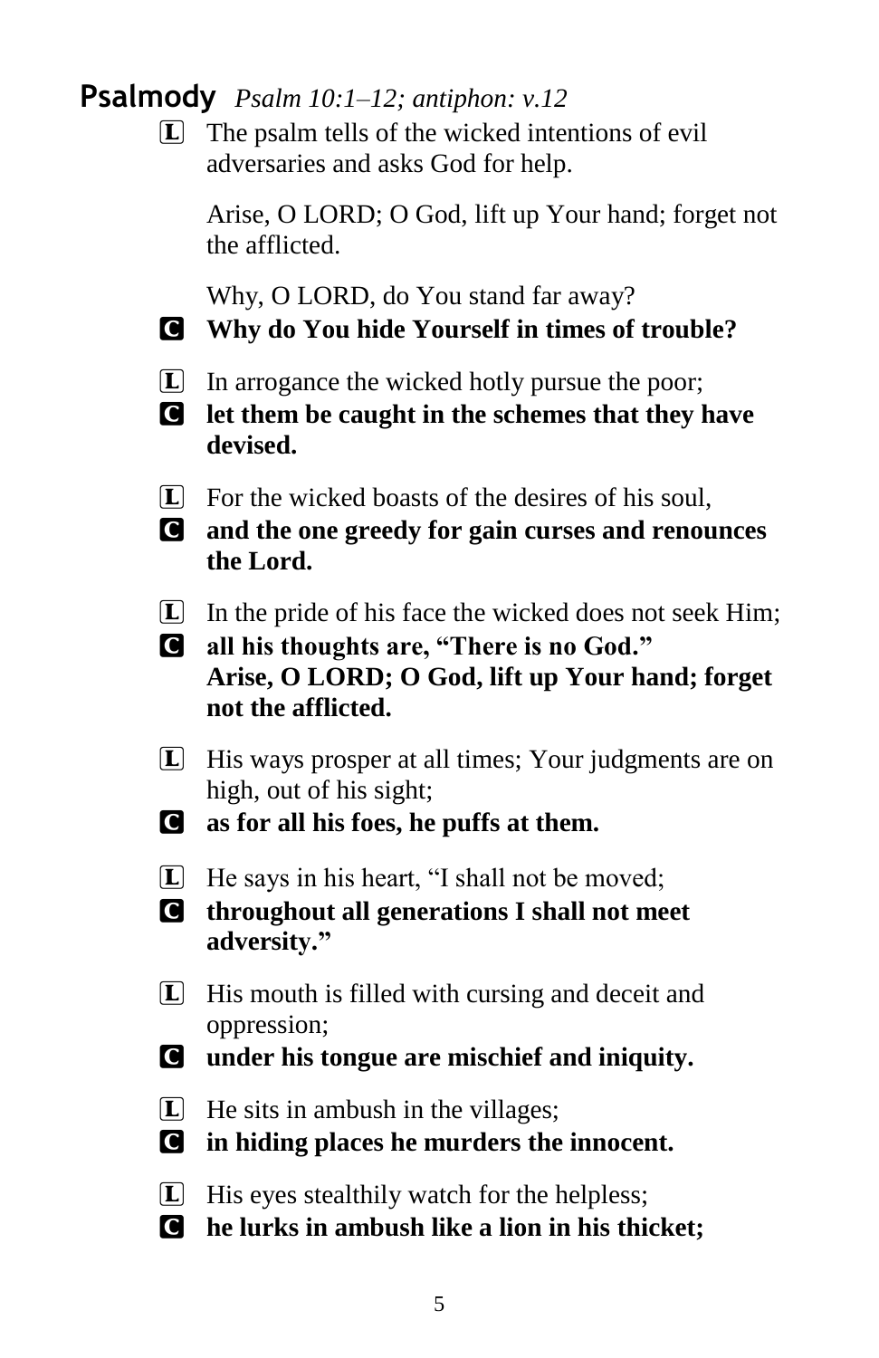## **Psalmody** *Psalm 10:1–12; antiphon: v.12*

L The psalm tells of the wicked intentions of evil adversaries and asks God for help.

Arise, O LORD; O God, lift up Your hand; forget not the afflicted.

Why, O LORD, do You stand far away?

C **Why do You hide Yourself in times of trouble?**

L In arrogance the wicked hotly pursue the poor;

C **let them be caught in the schemes that they have devised.**

L For the wicked boasts of the desires of his soul,

C **and the one greedy for gain curses and renounces the Lord.**

L In the pride of his face the wicked does not seek Him;

C **all his thoughts are, "There is no God."**
**Arise, O LORD; O God, lift up Your hand; forget not the afflicted.**

L His ways prosper at all times; Your judgments are on high, out of his sight;

C **as for all his foes, he puffs at them.**

L He says in his heart, "I shall not be moved;

C **throughout all generations I shall not meet adversity."**

L His mouth is filled with cursing and deceit and oppression;

C **under his tongue are mischief and iniquity.**

L He sits in ambush in the villages;

C **in hiding places he murders the innocent.**

L His eyes stealthily watch for the helpless;

C **he lurks in ambush like a lion in his thicket;**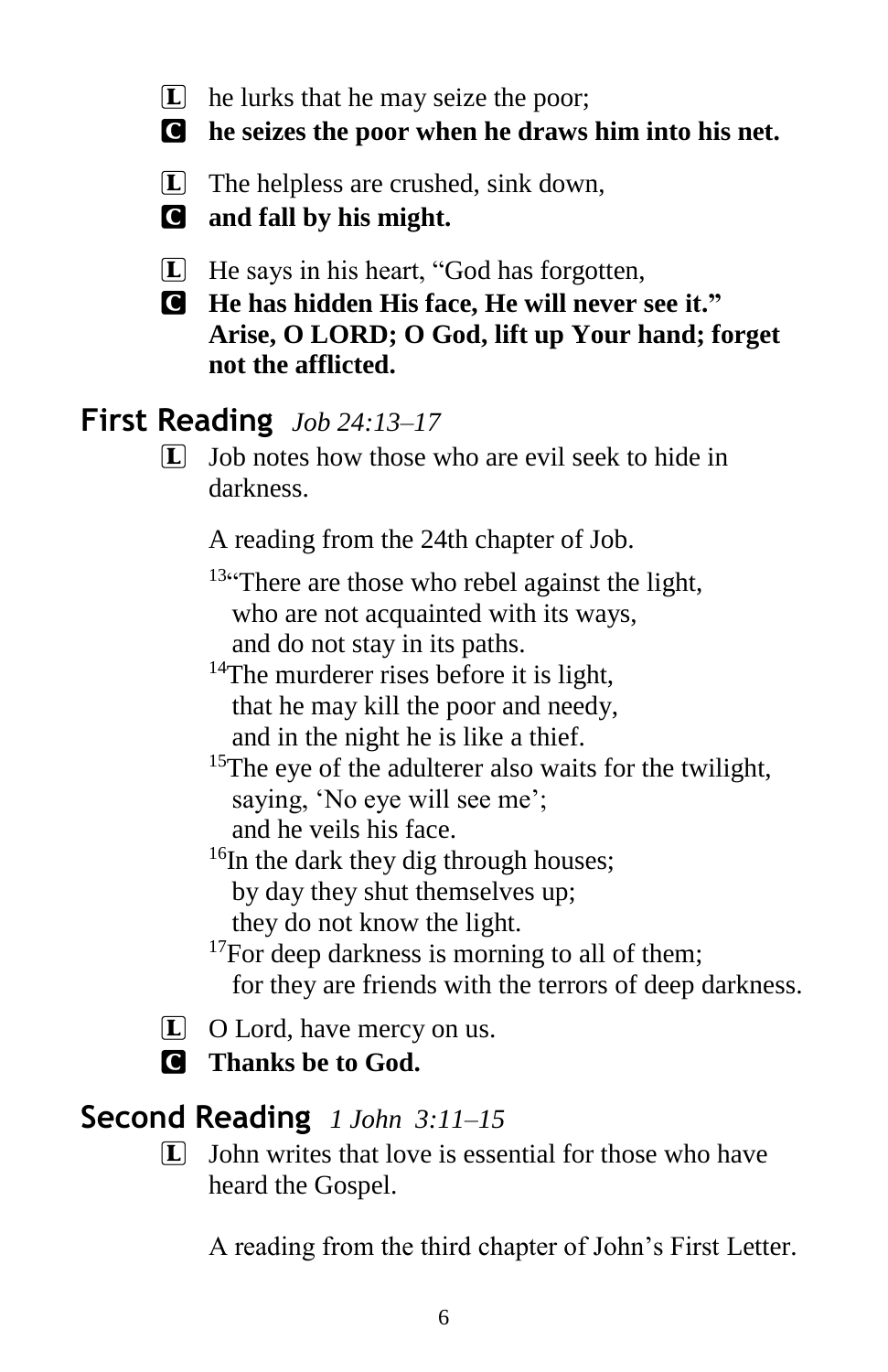**L** he lurks that he may seize the poor;

**C** **he seizes the poor when he draws him into his net.**

**L** The helpless are crushed, sink down,

**C** **and fall by his might.**

**L** He says in his heart, "God has forgotten,

**C** **He has hidden His face, He will never see it." Arise, O LORD; O God, lift up Your hand; forget not the afflicted.**

## First Reading *Job 24:13–17*

**L** Job notes how those who are evil seek to hide in darkness.

A reading from the 24th chapter of Job.

[13]"There are those who rebel against the light,
who are not acquainted with its ways,
and do not stay in its paths.
[14]The murderer rises before it is light,
that he may kill the poor and needy,
and in the night he is like a thief.
[15]The eye of the adulterer also waits for the twilight,
saying, 'No eye will see me';
and he veils his face.
[16]In the dark they dig through houses;
by day they shut themselves up;
they do not know the light.
[17]For deep darkness is morning to all of them;
for they are friends with the terrors of deep darkness.

**L** O Lord, have mercy on us.

**C** **Thanks be to God.**

## Second Reading *1 John 3:11–15*

**L** John writes that love is essential for those who have heard the Gospel.

A reading from the third chapter of John's First Letter.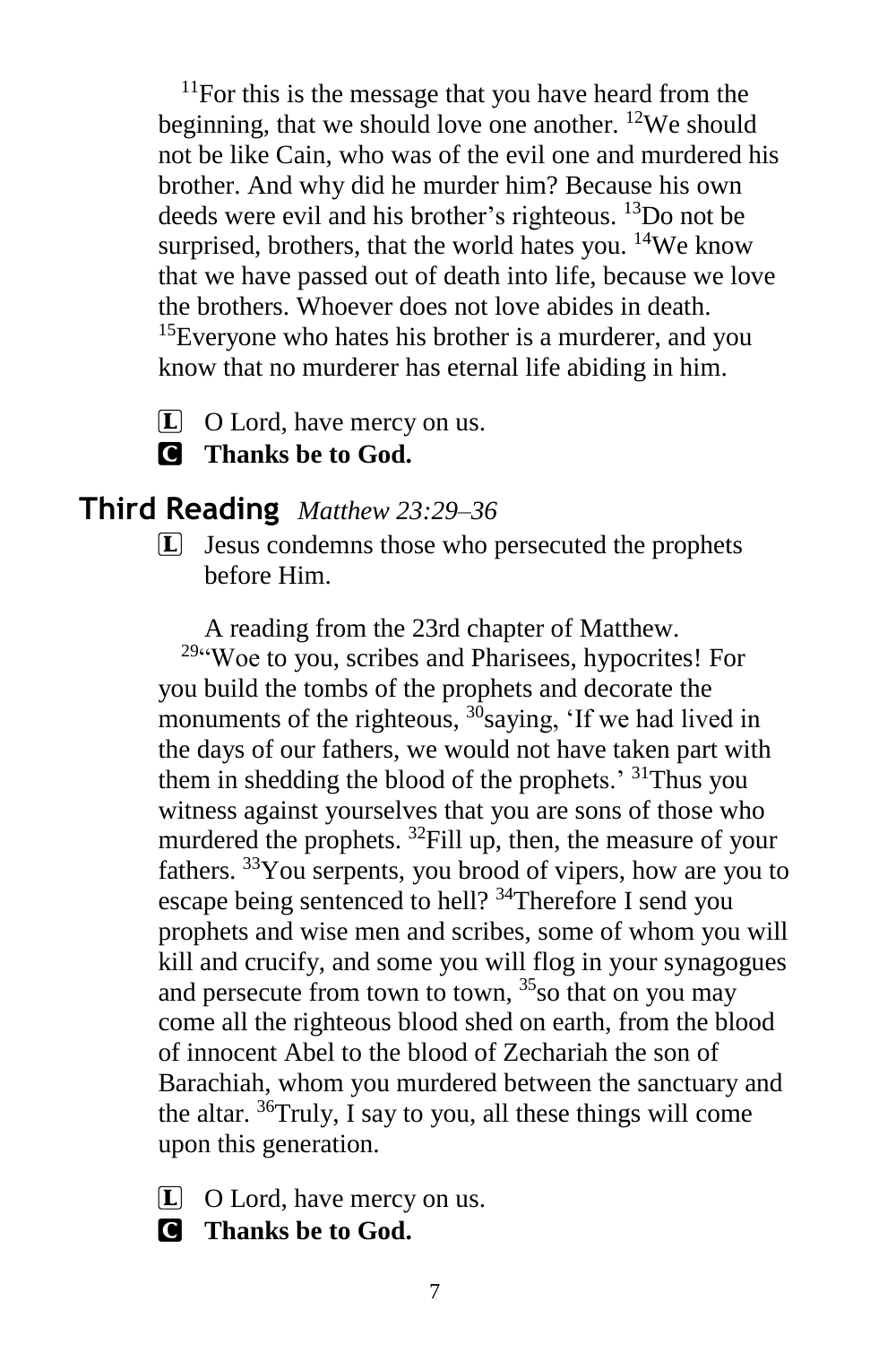[11]For this is the message that you have heard from the beginning, that we should love one another. [12]We should not be like Cain, who was of the evil one and murdered his brother. And why did he murder him? Because his own deeds were evil and his brother's righteous. [13]Do not be surprised, brothers, that the world hates you. [14]We know that we have passed out of death into life, because we love the brothers. Whoever does not love abides in death. [15]Everyone who hates his brother is a murderer, and you know that no murderer has eternal life abiding in him.

L O Lord, have mercy on us.

C **Thanks be to God.**

## Third Reading *Matthew 23:29–36*

L Jesus condemns those who persecuted the prophets before Him.

A reading from the 23rd chapter of Matthew.

[29]"Woe to you, scribes and Pharisees, hypocrites! For you build the tombs of the prophets and decorate the monuments of the righteous, [30]saying, 'If we had lived in the days of our fathers, we would not have taken part with them in shedding the blood of the prophets.' [31]Thus you witness against yourselves that you are sons of those who murdered the prophets. [32]Fill up, then, the measure of your fathers. [33]You serpents, you brood of vipers, how are you to escape being sentenced to hell? [34]Therefore I send you prophets and wise men and scribes, some of whom you will kill and crucify, and some you will flog in your synagogues and persecute from town to town, [35]so that on you may come all the righteous blood shed on earth, from the blood of innocent Abel to the blood of Zechariah the son of Barachiah, whom you murdered between the sanctuary and the altar. [36]Truly, I say to you, all these things will come upon this generation.

L O Lord, have mercy on us.

C **Thanks be to God.**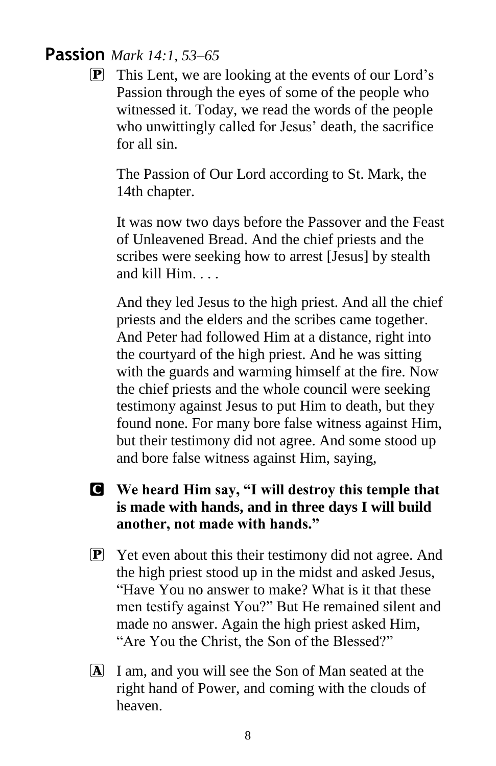## Passion *Mark 14:1, 53–65*

P This Lent, we are looking at the events of our Lord's Passion through the eyes of some of the people who witnessed it. Today, we read the words of the people who unwittingly called for Jesus' death, the sacrifice for all sin.

The Passion of Our Lord according to St. Mark, the 14th chapter.

It was now two days before the Passover and the Feast of Unleavened Bread. And the chief priests and the scribes were seeking how to arrest [Jesus] by stealth and kill Him. . . .

And they led Jesus to the high priest. And all the chief priests and the elders and the scribes came together. And Peter had followed Him at a distance, right into the courtyard of the high priest. And he was sitting with the guards and warming himself at the fire. Now the chief priests and the whole council were seeking testimony against Jesus to put Him to death, but they found none. For many bore false witness against Him, but their testimony did not agree. And some stood up and bore false witness against Him, saying,

C **We heard Him say, "I will destroy this temple that is made with hands, and in three days I will build another, not made with hands."**

P Yet even about this their testimony did not agree. And the high priest stood up in the midst and asked Jesus, "Have You no answer to make? What is it that these men testify against You?" But He remained silent and made no answer. Again the high priest asked Him, "Are You the Christ, the Son of the Blessed?"

A I am, and you will see the Son of Man seated at the right hand of Power, and coming with the clouds of heaven.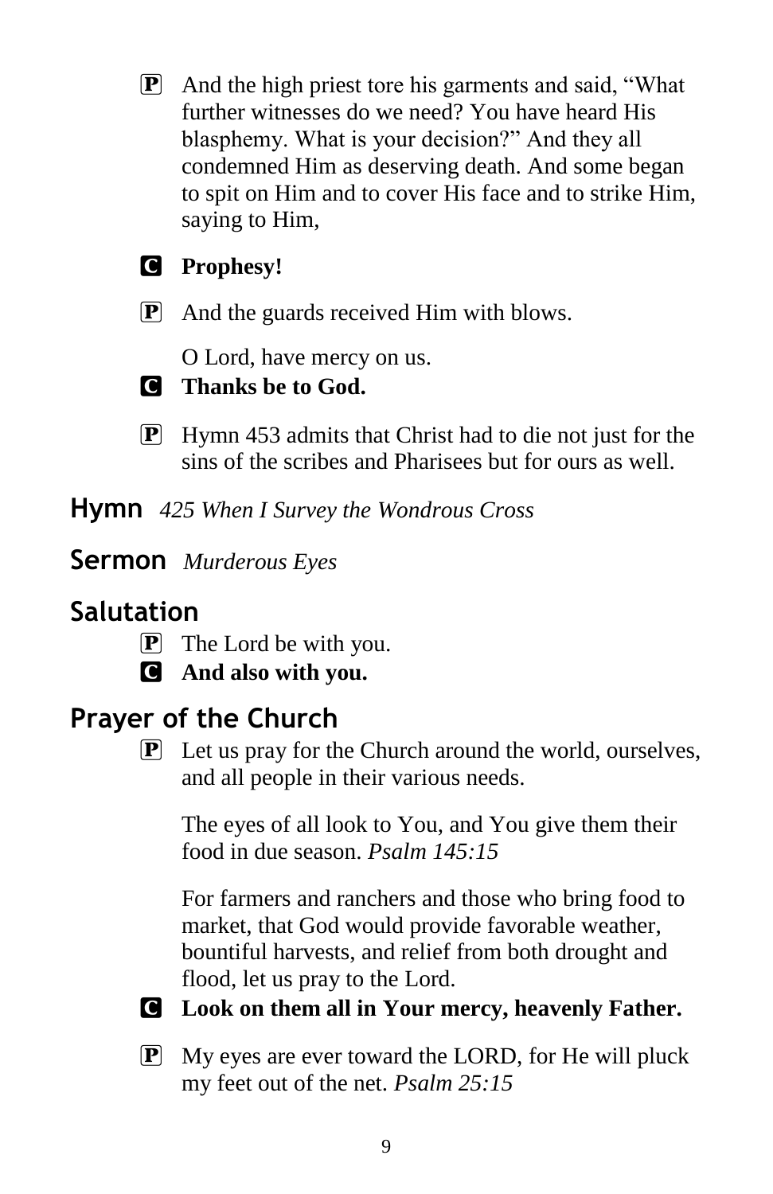P And the high priest tore his garments and said, "What further witnesses do we need? You have heard His blasphemy. What is your decision?" And they all condemned Him as deserving death. And some began to spit on Him and to cover His face and to strike Him, saying to Him,

C **Prophesy!**

P And the guards received Him with blows.

O Lord, have mercy on us.

C **Thanks be to God.**

P Hymn 453 admits that Christ had to die not just for the sins of the scribes and Pharisees but for ours as well.

## Hymn *425 When I Survey the Wondrous Cross*

## Sermon *Murderous Eyes*

## Salutation

P The Lord be with you.

C **And also with you.**

## Prayer of the Church

P Let us pray for the Church around the world, ourselves, and all people in their various needs.

The eyes of all look to You, and You give them their food in due season. *Psalm 145:15*

For farmers and ranchers and those who bring food to market, that God would provide favorable weather, bountiful harvests, and relief from both drought and flood, let us pray to the Lord.

C **Look on them all in Your mercy, heavenly Father.**

P My eyes are ever toward the LORD, for He will pluck my feet out of the net. *Psalm 25:15*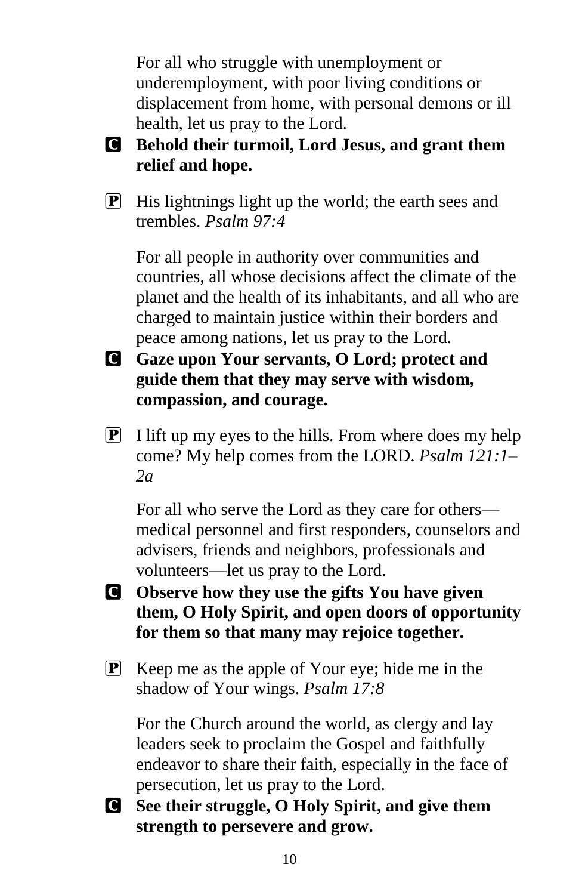For all who struggle with unemployment or underemployment, with poor living conditions or displacement from home, with personal demons or ill health, let us pray to the Lord.

**C** **Behold their turmoil, Lord Jesus, and grant them relief and hope.**

**P** His lightnings light up the world; the earth sees and trembles. *Psalm 97:4*

For all people in authority over communities and countries, all whose decisions affect the climate of the planet and the health of its inhabitants, and all who are charged to maintain justice within their borders and peace among nations, let us pray to the Lord.

**C** **Gaze upon Your servants, O Lord; protect and guide them that they may serve with wisdom, compassion, and courage.**

**P** I lift up my eyes to the hills. From where does my help come? My help comes from the LORD. *Psalm 121:1–2a*

For all who serve the Lord as they care for others—medical personnel and first responders, counselors and advisers, friends and neighbors, professionals and volunteers—let us pray to the Lord.

**C** **Observe how they use the gifts You have given them, O Holy Spirit, and open doors of opportunity for them so that many may rejoice together.**

**P** Keep me as the apple of Your eye; hide me in the shadow of Your wings. *Psalm 17:8*

For the Church around the world, as clergy and lay leaders seek to proclaim the Gospel and faithfully endeavor to share their faith, especially in the face of persecution, let us pray to the Lord.

**C** **See their struggle, O Holy Spirit, and give them strength to persevere and grow.**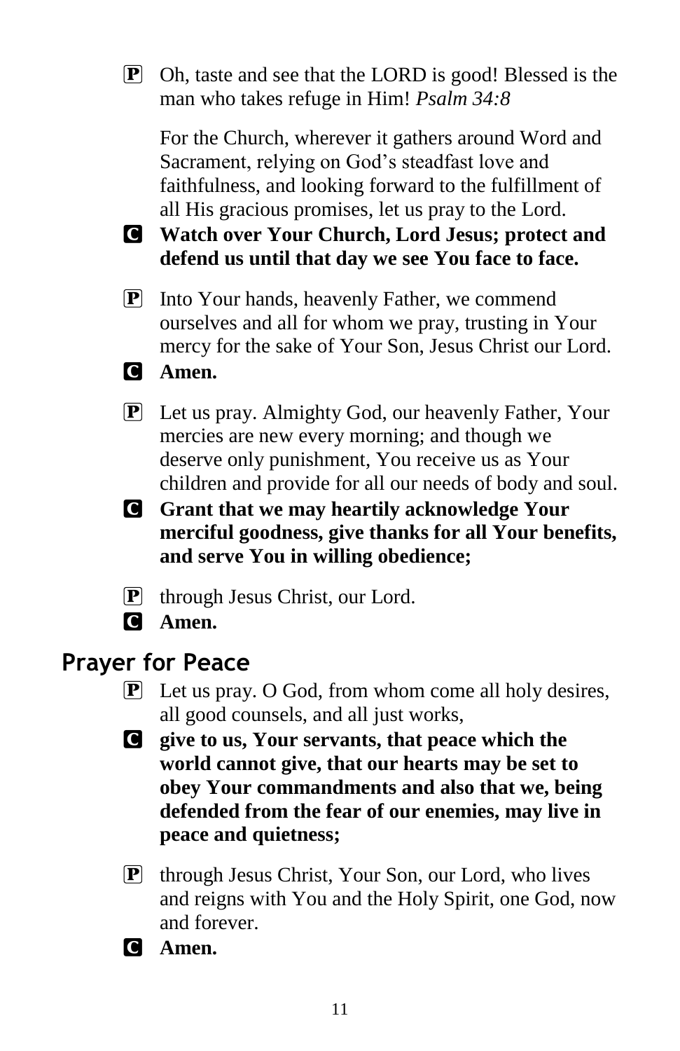P Oh, taste and see that the LORD is good! Blessed is the man who takes refuge in Him! *Psalm 34:8*

For the Church, wherever it gathers around Word and Sacrament, relying on God's steadfast love and faithfulness, and looking forward to the fulfillment of all His gracious promises, let us pray to the Lord.

C **Watch over Your Church, Lord Jesus; protect and defend us until that day we see You face to face.**

P Into Your hands, heavenly Father, we commend ourselves and all for whom we pray, trusting in Your mercy for the sake of Your Son, Jesus Christ our Lord.

C **Amen.**

P Let us pray. Almighty God, our heavenly Father, Your mercies are new every morning; and though we deserve only punishment, You receive us as Your children and provide for all our needs of body and soul.

C **Grant that we may heartily acknowledge Your merciful goodness, give thanks for all Your benefits, and serve You in willing obedience;**

P through Jesus Christ, our Lord.

C **Amen.**

## Prayer for Peace

P Let us pray. O God, from whom come all holy desires, all good counsels, and all just works,

C **give to us, Your servants, that peace which the world cannot give, that our hearts may be set to obey Your commandments and also that we, being defended from the fear of our enemies, may live in peace and quietness;**

P through Jesus Christ, Your Son, our Lord, who lives and reigns with You and the Holy Spirit, one God, now and forever.

C **Amen.**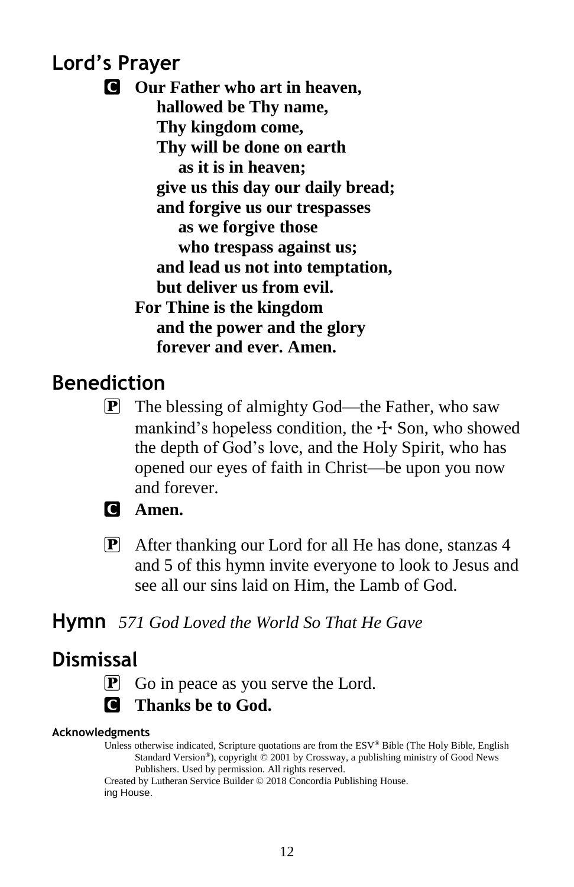## Lord's Prayer

**C** **Our Father who art in heaven,
hallowed be Thy name,
Thy kingdom come,
Thy will be done on earth
as it is in heaven;
give us this day our daily bread;
and forgive us our trespasses
as we forgive those
who trespass against us;
and lead us not into temptation,
but deliver us from evil.
For Thine is the kingdom
and the power and the glory
forever and ever. Amen.**

## Benediction

**P** The blessing of almighty God—the Father, who saw mankind's hopeless condition, the ☩ Son, who showed the depth of God's love, and the Holy Spirit, who has opened our eyes of faith in Christ—be upon you now and forever.

**C** **Amen.**

**P** After thanking our Lord for all He has done, stanzas 4 and 5 of this hymn invite everyone to look to Jesus and see all our sins laid on Him, the Lamb of God.

## Hymn *571 God Loved the World So That He Gave*

## Dismissal

**P** Go in peace as you serve the Lord.

**C** **Thanks be to God.**

**Acknowledgments**

Unless otherwise indicated, Scripture quotations are from the ESV® Bible (The Holy Bible, English Standard Version®), copyright © 2001 by Crossway, a publishing ministry of Good News Publishers. Used by permission. All rights reserved.

Created by Lutheran Service Builder © 2018 Concordia Publishing House.

ing House.